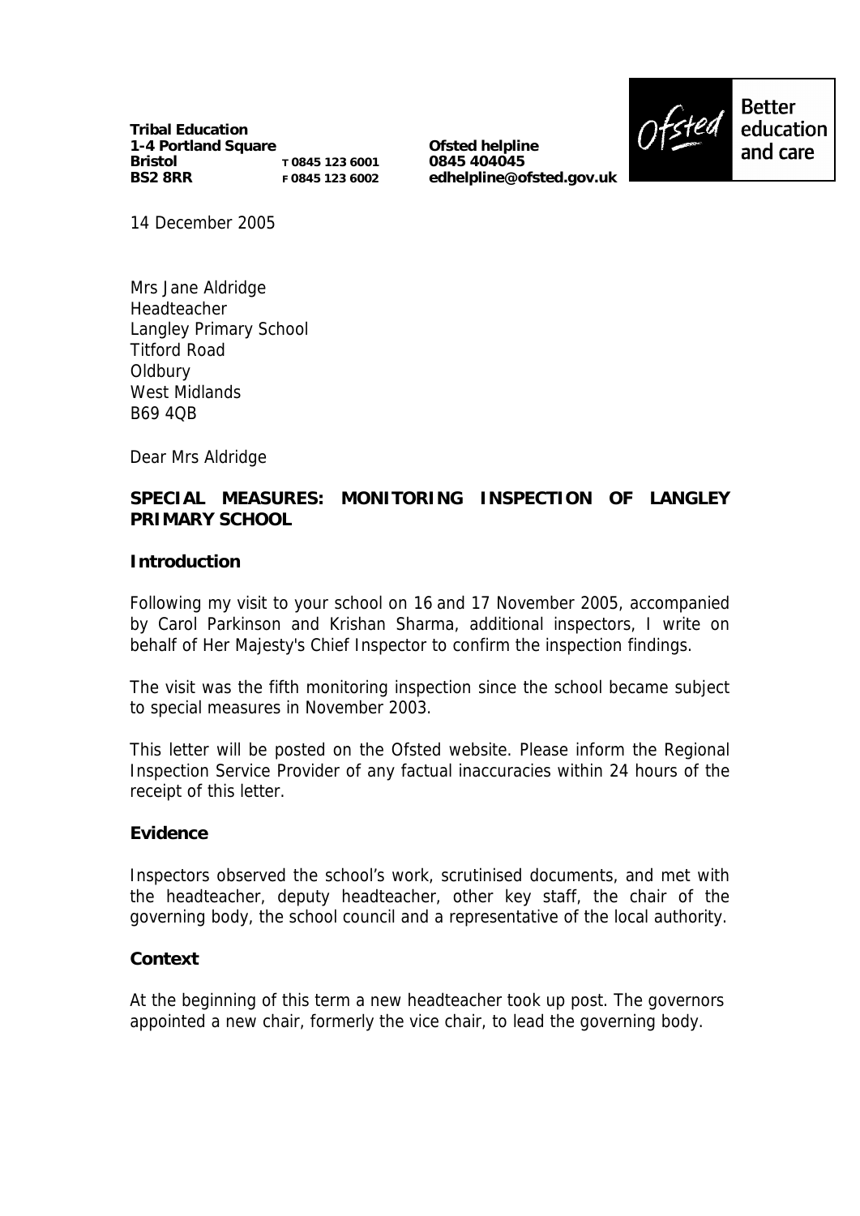**Tribal Education**
**1-4 Portland Square**
**Bristol** T 0845 123 6001
**BS2 8RR** F 0845 123 6002

**Ofsted helpline**
**0845 404045**
**edhelpline@ofsted.gov.uk**

Better education and care

14 December 2005

Mrs Jane Aldridge
Headteacher
Langley Primary School
Titford Road
Oldbury
West Midlands
B69 4QB

Dear Mrs Aldridge

**SPECIAL MEASURES: MONITORING INSPECTION OF LANGLEY PRIMARY SCHOOL**

**Introduction**

Following my visit to your school on 16 and 17 November 2005, accompanied by Carol Parkinson and Krishan Sharma, additional inspectors, I write on behalf of Her Majesty's Chief Inspector to confirm the inspection findings.

The visit was the fifth monitoring inspection since the school became subject to special measures in November 2003.

This letter will be posted on the Ofsted website. Please inform the Regional Inspection Service Provider of any factual inaccuracies within 24 hours of the receipt of this letter.

**Evidence**

Inspectors observed the school's work, scrutinised documents, and met with the headteacher, deputy headteacher, other key staff, the chair of the governing body, the school council and a representative of the local authority.

**Context**

At the beginning of this term a new headteacher took up post. The governors appointed a new chair, formerly the vice chair, to lead the governing body.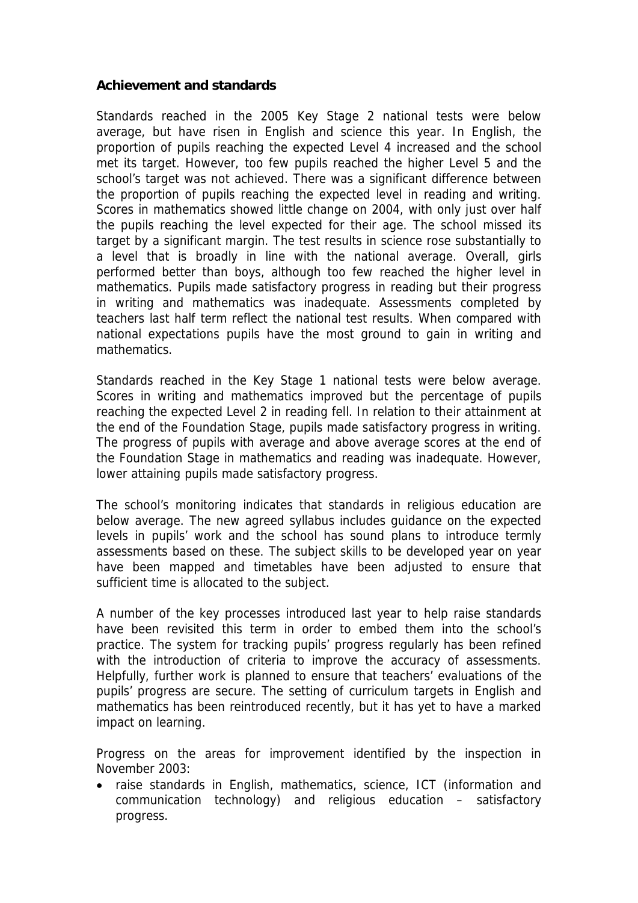**Achievement and standards**

Standards reached in the 2005 Key Stage 2 national tests were below average, but have risen in English and science this year. In English, the proportion of pupils reaching the expected Level 4 increased and the school met its target. However, too few pupils reached the higher Level 5 and the school's target was not achieved. There was a significant difference between the proportion of pupils reaching the expected level in reading and writing. Scores in mathematics showed little change on 2004, with only just over half the pupils reaching the level expected for their age. The school missed its target by a significant margin. The test results in science rose substantially to a level that is broadly in line with the national average. Overall, girls performed better than boys, although too few reached the higher level in mathematics. Pupils made satisfactory progress in reading but their progress in writing and mathematics was inadequate. Assessments completed by teachers last half term reflect the national test results. When compared with national expectations pupils have the most ground to gain in writing and mathematics.

Standards reached in the Key Stage 1 national tests were below average. Scores in writing and mathematics improved but the percentage of pupils reaching the expected Level 2 in reading fell. In relation to their attainment at the end of the Foundation Stage, pupils made satisfactory progress in writing. The progress of pupils with average and above average scores at the end of the Foundation Stage in mathematics and reading was inadequate. However, lower attaining pupils made satisfactory progress.

The school's monitoring indicates that standards in religious education are below average. The new agreed syllabus includes guidance on the expected levels in pupils' work and the school has sound plans to introduce termly assessments based on these. The subject skills to be developed year on year have been mapped and timetables have been adjusted to ensure that sufficient time is allocated to the subject.

A number of the key processes introduced last year to help raise standards have been revisited this term in order to embed them into the school's practice. The system for tracking pupils' progress regularly has been refined with the introduction of criteria to improve the accuracy of assessments. Helpfully, further work is planned to ensure that teachers' evaluations of the pupils' progress are secure. The setting of curriculum targets in English and mathematics has been reintroduced recently, but it has yet to have a marked impact on learning.

Progress on the areas for improvement identified by the inspection in November 2003:

- raise standards in English, mathematics, science, ICT (information and communication technology) and religious education – satisfactory progress.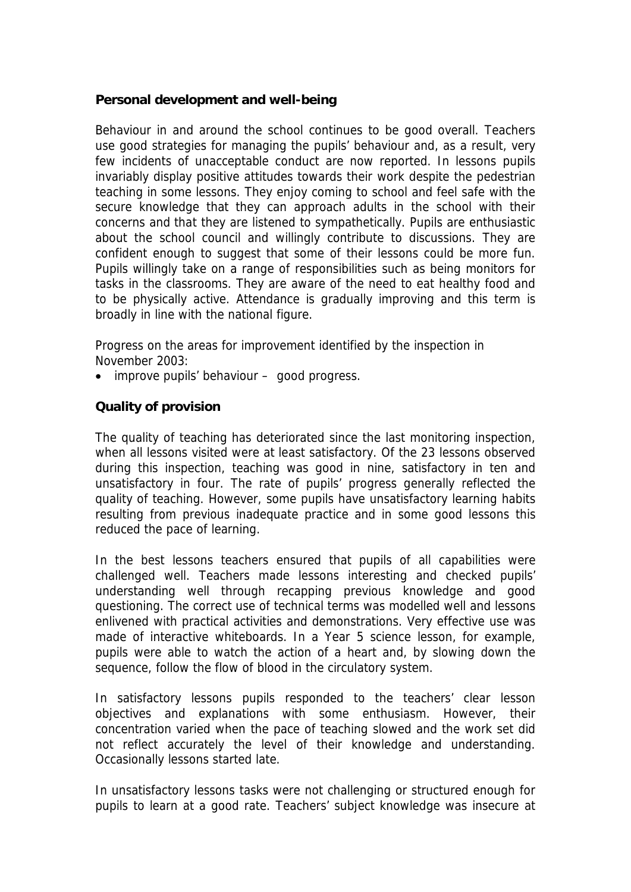### Personal development and well-being

Behaviour in and around the school continues to be good overall. Teachers use good strategies for managing the pupils' behaviour and, as a result, very few incidents of unacceptable conduct are now reported. In lessons pupils invariably display positive attitudes towards their work despite the pedestrian teaching in some lessons. They enjoy coming to school and feel safe with the secure knowledge that they can approach adults in the school with their concerns and that they are listened to sympathetically. Pupils are enthusiastic about the school council and willingly contribute to discussions. They are confident enough to suggest that some of their lessons could be more fun. Pupils willingly take on a range of responsibilities such as being monitors for tasks in the classrooms. They are aware of the need to eat healthy food and to be physically active. Attendance is gradually improving and this term is broadly in line with the national figure.

Progress on the areas for improvement identified by the inspection in November 2003:

- improve pupils' behaviour – good progress.

### Quality of provision

The quality of teaching has deteriorated since the last monitoring inspection, when all lessons visited were at least satisfactory. Of the 23 lessons observed during this inspection, teaching was good in nine, satisfactory in ten and unsatisfactory in four. The rate of pupils' progress generally reflected the quality of teaching. However, some pupils have unsatisfactory learning habits resulting from previous inadequate practice and in some good lessons this reduced the pace of learning.

In the best lessons teachers ensured that pupils of all capabilities were challenged well. Teachers made lessons interesting and checked pupils' understanding well through recapping previous knowledge and good questioning. The correct use of technical terms was modelled well and lessons enlivened with practical activities and demonstrations. Very effective use was made of interactive whiteboards. In a Year 5 science lesson, for example, pupils were able to watch the action of a heart and, by slowing down the sequence, follow the flow of blood in the circulatory system.

In satisfactory lessons pupils responded to the teachers' clear lesson objectives and explanations with some enthusiasm. However, their concentration varied when the pace of teaching slowed and the work set did not reflect accurately the level of their knowledge and understanding. Occasionally lessons started late.

In unsatisfactory lessons tasks were not challenging or structured enough for pupils to learn at a good rate. Teachers' subject knowledge was insecure at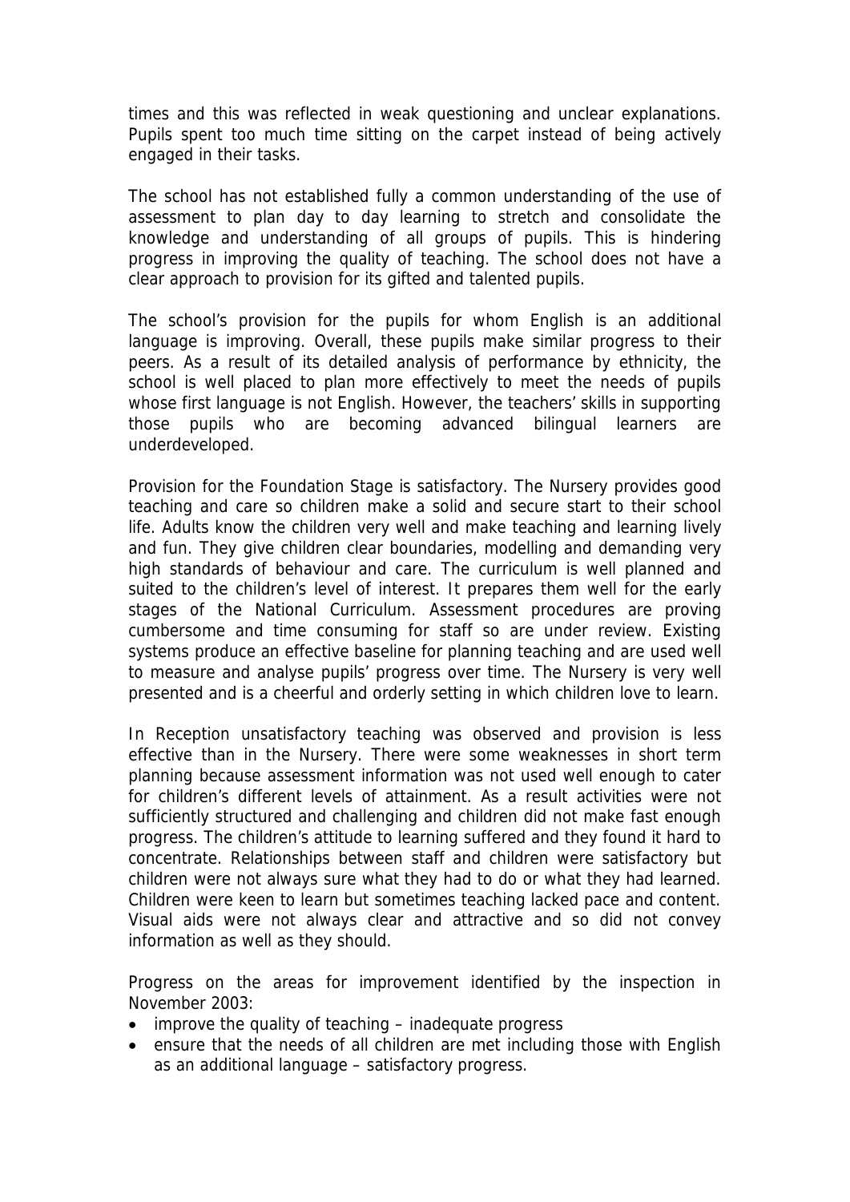times and this was reflected in weak questioning and unclear explanations. Pupils spent too much time sitting on the carpet instead of being actively engaged in their tasks.

The school has not established fully a common understanding of the use of assessment to plan day to day learning to stretch and consolidate the knowledge and understanding of all groups of pupils. This is hindering progress in improving the quality of teaching. The school does not have a clear approach to provision for its gifted and talented pupils.

The school's provision for the pupils for whom English is an additional language is improving. Overall, these pupils make similar progress to their peers. As a result of its detailed analysis of performance by ethnicity, the school is well placed to plan more effectively to meet the needs of pupils whose first language is not English. However, the teachers' skills in supporting those pupils who are becoming advanced bilingual learners are underdeveloped.

Provision for the Foundation Stage is satisfactory. The Nursery provides good teaching and care so children make a solid and secure start to their school life. Adults know the children very well and make teaching and learning lively and fun. They give children clear boundaries, modelling and demanding very high standards of behaviour and care. The curriculum is well planned and suited to the children's level of interest. It prepares them well for the early stages of the National Curriculum. Assessment procedures are proving cumbersome and time consuming for staff so are under review. Existing systems produce an effective baseline for planning teaching and are used well to measure and analyse pupils' progress over time. The Nursery is very well presented and is a cheerful and orderly setting in which children love to learn.

In Reception unsatisfactory teaching was observed and provision is less effective than in the Nursery. There were some weaknesses in short term planning because assessment information was not used well enough to cater for children's different levels of attainment. As a result activities were not sufficiently structured and challenging and children did not make fast enough progress. The children's attitude to learning suffered and they found it hard to concentrate. Relationships between staff and children were satisfactory but children were not always sure what they had to do or what they had learned. Children were keen to learn but sometimes teaching lacked pace and content. Visual aids were not always clear and attractive and so did not convey information as well as they should.

Progress on the areas for improvement identified by the inspection in November 2003:

- improve the quality of teaching – inadequate progress
- ensure that the needs of all children are met including those with English as an additional language – satisfactory progress.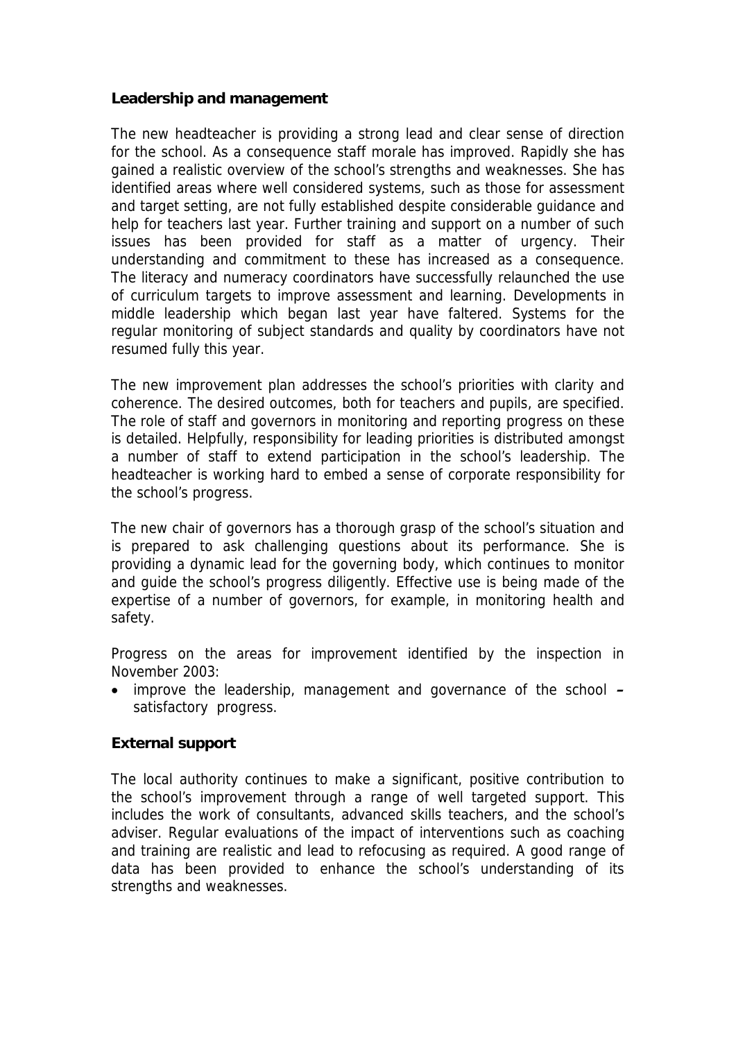**Leadership and management**

The new headteacher is providing a strong lead and clear sense of direction for the school. As a consequence staff morale has improved. Rapidly she has gained a realistic overview of the school's strengths and weaknesses. She has identified areas where well considered systems, such as those for assessment and target setting, are not fully established despite considerable guidance and help for teachers last year. Further training and support on a number of such issues has been provided for staff as a matter of urgency. Their understanding and commitment to these has increased as a consequence. The literacy and numeracy coordinators have successfully relaunched the use of curriculum targets to improve assessment and learning. Developments in middle leadership which began last year have faltered. Systems for the regular monitoring of subject standards and quality by coordinators have not resumed fully this year.

The new improvement plan addresses the school's priorities with clarity and coherence. The desired outcomes, both for teachers and pupils, are specified. The role of staff and governors in monitoring and reporting progress on these is detailed. Helpfully, responsibility for leading priorities is distributed amongst a number of staff to extend participation in the school's leadership. The headteacher is working hard to embed a sense of corporate responsibility for the school's progress.

The new chair of governors has a thorough grasp of the school's situation and is prepared to ask challenging questions about its performance. She is providing a dynamic lead for the governing body, which continues to monitor and guide the school's progress diligently. Effective use is being made of the expertise of a number of governors, for example, in monitoring health and safety.

Progress on the areas for improvement identified by the inspection in November 2003:

- improve the leadership, management and governance of the school – satisfactory progress.

**External support**

The local authority continues to make a significant, positive contribution to the school's improvement through a range of well targeted support. This includes the work of consultants, advanced skills teachers, and the school's adviser. Regular evaluations of the impact of interventions such as coaching and training are realistic and lead to refocusing as required. A good range of data has been provided to enhance the school's understanding of its strengths and weaknesses.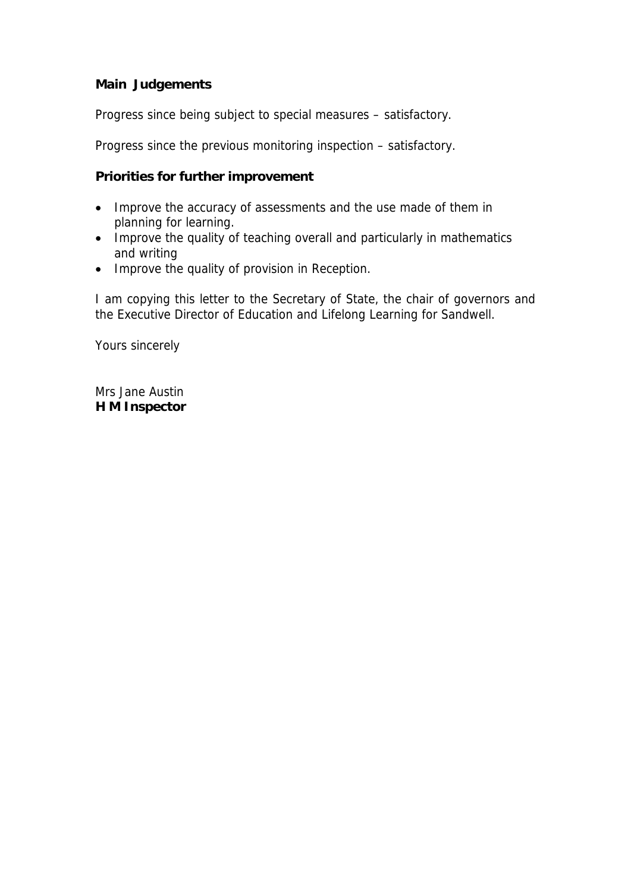**Main Judgements**

Progress since being subject to special measures – satisfactory.

Progress since the previous monitoring inspection – satisfactory.

**Priorities for further improvement**

- Improve the accuracy of assessments and the use made of them in planning for learning.
- Improve the quality of teaching overall and particularly in mathematics and writing
- Improve the quality of provision in Reception.

I am copying this letter to the Secretary of State, the chair of governors and the Executive Director of Education and Lifelong Learning for Sandwell.

Yours sincerely

Mrs Jane Austin
**H M Inspector**